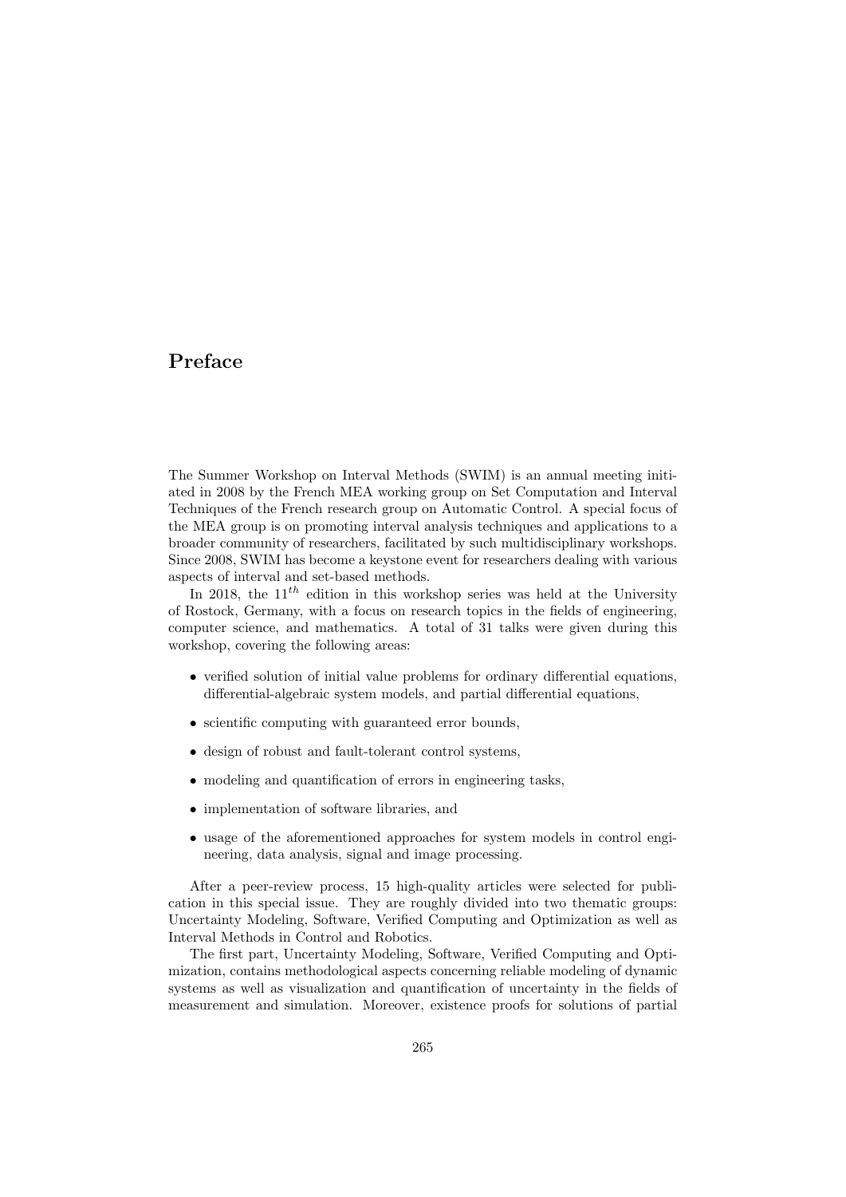# Preface

The Summer Workshop on Interval Methods (SWIM) is an annual meeting initiated in 2008 by the French MEA working group on Set Computation and Interval Techniques of the French research group on Automatic Control. A special focus of the MEA group is on promoting interval analysis techniques and applications to a broader community of researchers, facilitated by such multidisciplinary workshops. Since 2008, SWIM has become a keystone event for researchers dealing with various aspects of interval and set-based methods.

In 2018, the $11^{th}$ edition in this workshop series was held at the University of Rostock, Germany, with a focus on research topics in the fields of engineering, computer science, and mathematics. A total of 31 talks were given during this workshop, covering the following areas:

- verified solution of initial value problems for ordinary differential equations, differential-algebraic system models, and partial differential equations,
- scientific computing with guaranteed error bounds,
- design of robust and fault-tolerant control systems,
- modeling and quantification of errors in engineering tasks,
- implementation of software libraries, and
- usage of the aforementioned approaches for system models in control engineering, data analysis, signal and image processing.

After a peer-review process, 15 high-quality articles were selected for publication in this special issue. They are roughly divided into two thematic groups: Uncertainty Modeling, Software, Verified Computing and Optimization as well as Interval Methods in Control and Robotics.

The first part, Uncertainty Modeling, Software, Verified Computing and Optimization, contains methodological aspects concerning reliable modeling of dynamic systems as well as visualization and quantification of uncertainty in the fields of measurement and simulation. Moreover, existence proofs for solutions of partial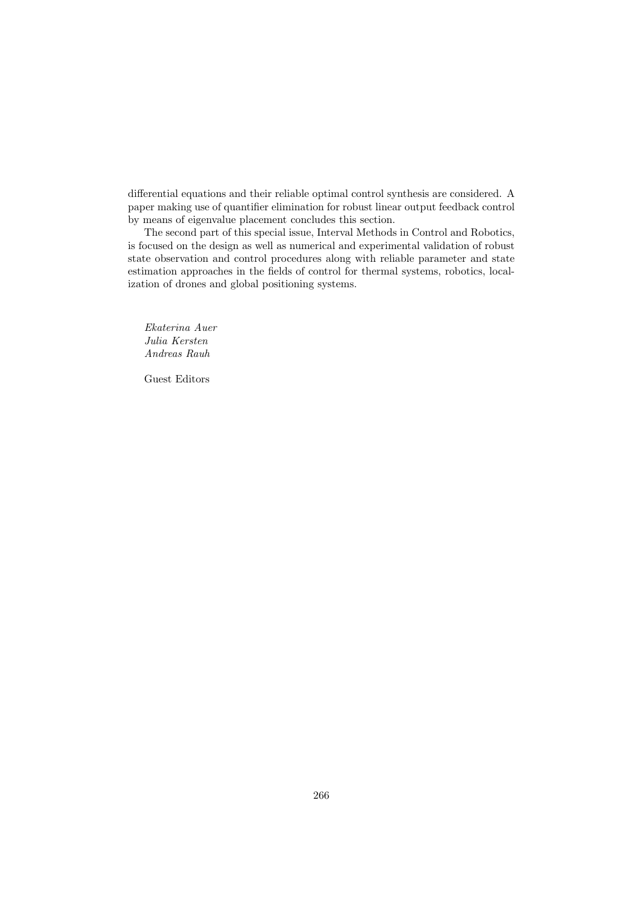differential equations and their reliable optimal control synthesis are considered. A paper making use of quantifier elimination for robust linear output feedback control by means of eigenvalue placement concludes this section.

The second part of this special issue, Interval Methods in Control and Robotics, is focused on the design as well as numerical and experimental validation of robust state observation and control procedures along with reliable parameter and state estimation approaches in the fields of control for thermal systems, robotics, localization of drones and global positioning systems.

*Ekaterina Auer*  
*Julia Kersten*  
*Andreas Rauh*

Guest Editors